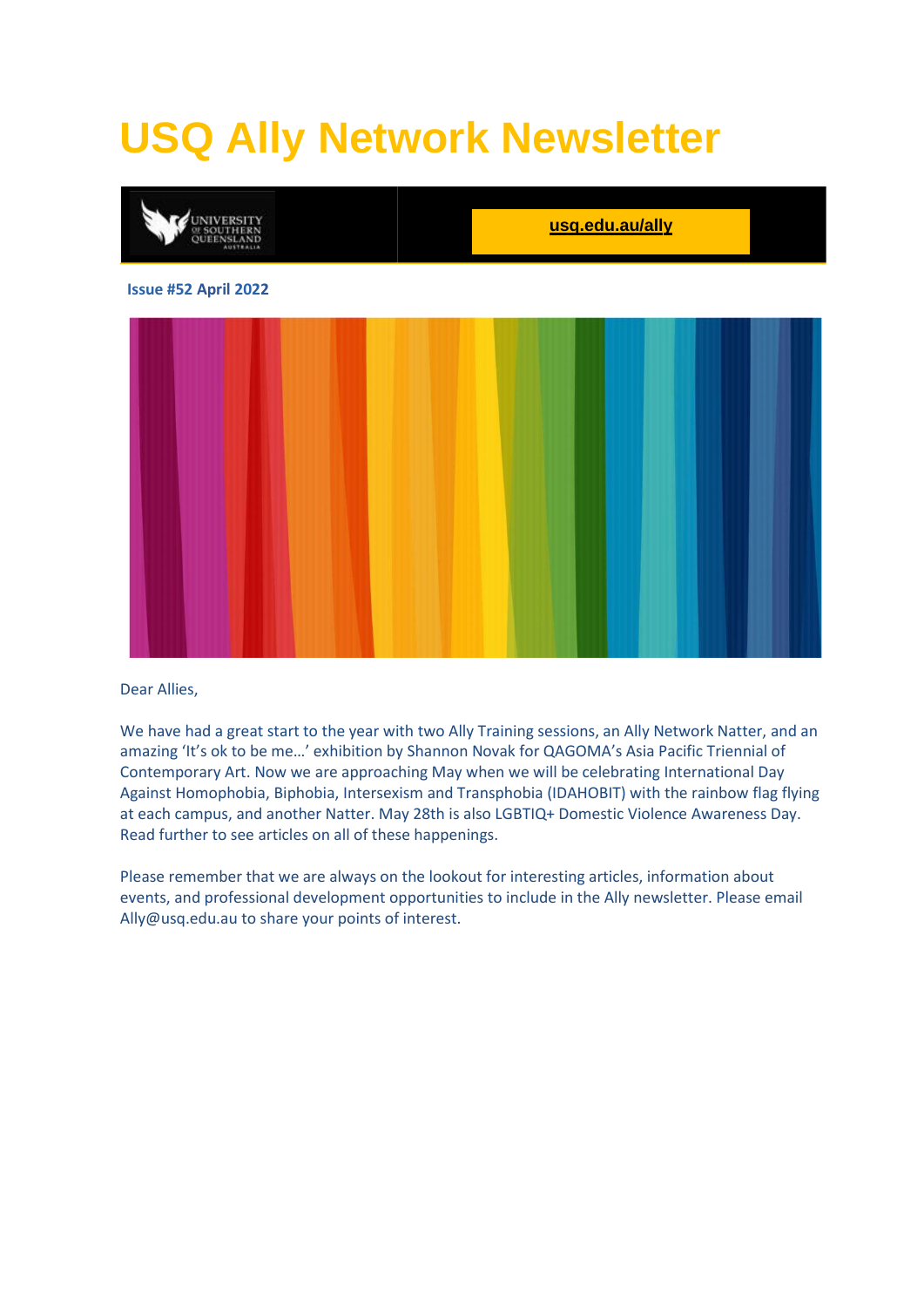# USQ Ally Network Newsletter

usq.edu.au/ally

**Issue #52 April 2022**

Dear Allies,

We have had a great start to the year with two Ally Training sessions, an Ally Network Natter, and an amazing 'It's ok to be me…' exhibition by Shannon Novak for QAGOMA's Asia Pacific Triennial of Contemporary Art. Now we are approaching May when we will be celebrating International Day Against Homophobia, Biphobia, Intersexism and Transphobia (IDAHOBIT) with the rainbow flag flying at each campus, and another Natter. May 28th is also LGBTIQ+ Domestic Violence Awareness Day. Read further to see articles on all of these happenings.

Please remember that we are always on the lookout for interesting articles, information about events, and professional development opportunities to include in the Ally newsletter. Please email Ally@usq.edu.au to share your points of interest.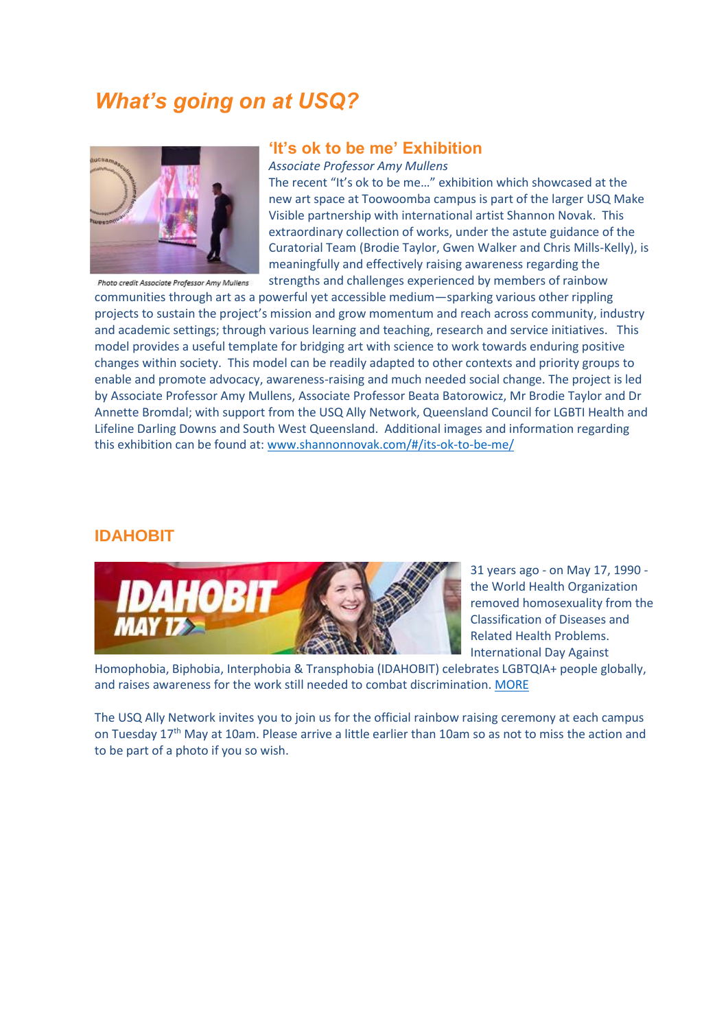# *What's going on at USQ?*

## 'It's ok to be me' Exhibition

*Associate Professor Amy Mullens*

*Photo credit Associate Professor Amy Mullens*

The recent "It's ok to be me…" exhibition which showcased at the new art space at Toowoomba campus is part of the larger USQ Make Visible partnership with international artist Shannon Novak. This extraordinary collection of works, under the astute guidance of the Curatorial Team (Brodie Taylor, Gwen Walker and Chris Mills-Kelly), is meaningfully and effectively raising awareness regarding the strengths and challenges experienced by members of rainbow communities through art as a powerful yet accessible medium—sparking various other rippling projects to sustain the project's mission and grow momentum and reach across community, industry and academic settings; through various learning and teaching, research and service initiatives. This model provides a useful template for bridging art with science to work towards enduring positive changes within society. This model can be readily adapted to other contexts and priority groups to enable and promote advocacy, awareness-raising and much needed social change. The project is led by Associate Professor Amy Mullens, Associate Professor Beata Batorowicz, Mr Brodie Taylor and Dr Annette Bromdal; with support from the USQ Ally Network, Queensland Council for LGBTI Health and Lifeline Darling Downs and South West Queensland. Additional images and information regarding this exhibition can be found at: [www.shannonnovak.com/#/its-ok-to-be-me/](www.shannonnovak.com/#/its-ok-to-be-me/)

## IDAHOBIT

31 years ago - on May 17, 1990 - the World Health Organization removed homosexuality from the Classification of Diseases and Related Health Problems. International Day Against Homophobia, Biphobia, Interphobia & Transphobia (IDAHOBIT) celebrates LGBTQIA+ people globally, and raises awareness for the work still needed to combat discrimination. MORE

The USQ Ally Network invites you to join us for the official rainbow raising ceremony at each campus on Tuesday 17th May at 10am. Please arrive a little earlier than 10am so as not to miss the action and to be part of a photo if you so wish.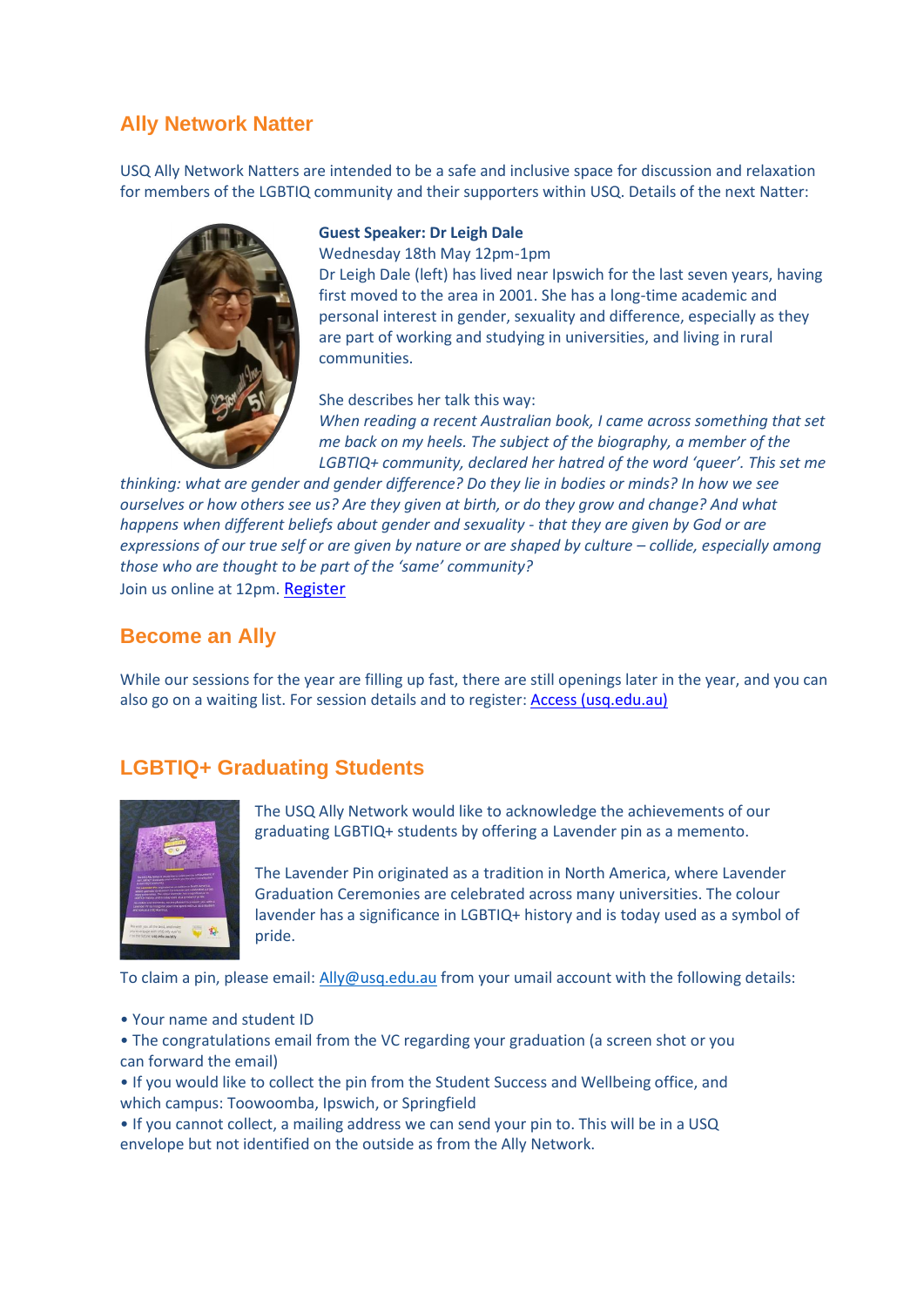## Ally Network Natter

USQ Ally Network Natters are intended to be a safe and inclusive space for discussion and relaxation for members of the LGBTIQ community and their supporters within USQ. Details of the next Natter:

**Guest Speaker: Dr Leigh Dale**
Wednesday 18th May 12pm-1pm
Dr Leigh Dale (left) has lived near Ipswich for the last seven years, having first moved to the area in 2001. She has a long-time academic and personal interest in gender, sexuality and difference, especially as they are part of working and studying in universities, and living in rural communities.

She describes her talk this way:
*When reading a recent Australian book, I came across something that set me back on my heels. The subject of the biography, a member of the LGBTIQ+ community, declared her hatred of the word 'queer'. This set me thinking: what are gender and gender difference? Do they lie in bodies or minds? In how we see ourselves or how others see us? Are they given at birth, or do they grow and change? And what happens when different beliefs about gender and sexuality - that they are given by God or are expressions of our true self or are given by nature or are shaped by culture – collide, especially among those who are thought to be part of the 'same' community?*

Join us online at 12pm. [Register]

## Become an Ally

While our sessions for the year are filling up fast, there are still openings later in the year, and you can also go on a waiting list. For session details and to register: [Access (usq.edu.au)]

## LGBTIQ+ Graduating Students

The USQ Ally Network would like to acknowledge the achievements of our graduating LGBTIQ+ students by offering a Lavender pin as a memento.

The Lavender Pin originated as a tradition in North America, where Lavender Graduation Ceremonies are celebrated across many universities. The colour lavender has a significance in LGBTIQ+ history and is today used as a symbol of pride.

To claim a pin, please email: Ally@usq.edu.au from your umail account with the following details:

- Your name and student ID
- The congratulations email from the VC regarding your graduation (a screen shot or you can forward the email)
- If you would like to collect the pin from the Student Success and Wellbeing office, and which campus: Toowoomba, Ipswich, or Springfield
- If you cannot collect, a mailing address we can send your pin to. This will be in a USQ envelope but not identified on the outside as from the Ally Network.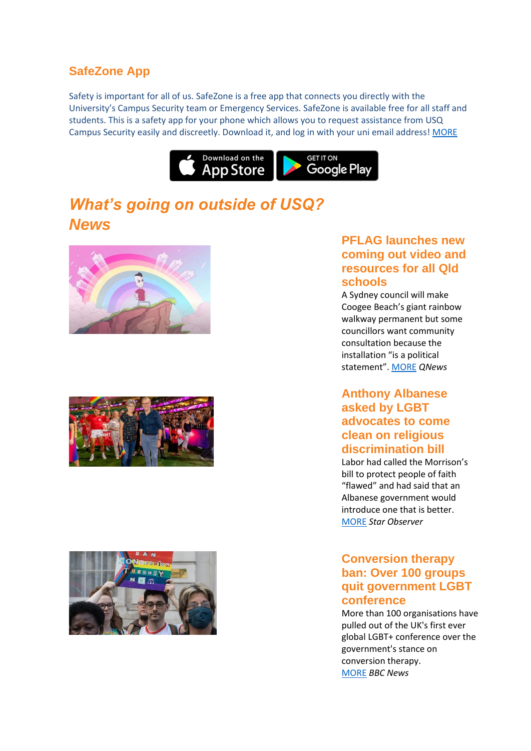## SafeZone App

Safety is important for all of us. SafeZone is a free app that connects you directly with the University's Campus Security team or Emergency Services. SafeZone is available free for all staff and students. This is a safety app for your phone which allows you to request assistance from USQ Campus Security easily and discreetly. Download it, and log in with your uni email address! MORE

# *What's going on outside of USQ?*

## *News*

### PFLAG launches new coming out video and resources for all Qld schools

A Sydney council will make Coogee Beach's giant rainbow walkway permanent but some councillors want community consultation because the installation "is a political statement". MORE *QNews*

### Anthony Albanese asked by LGBT advocates to come clean on religious discrimination bill

Labor had called the Morrison's bill to protect people of faith "flawed" and had said that an Albanese government would introduce one that is better. MORE *Star Observer*

### Conversion therapy ban: Over 100 groups quit government LGBT conference

More than 100 organisations have pulled out of the UK's first ever global LGBT+ conference over the government's stance on conversion therapy. MORE *BBC News*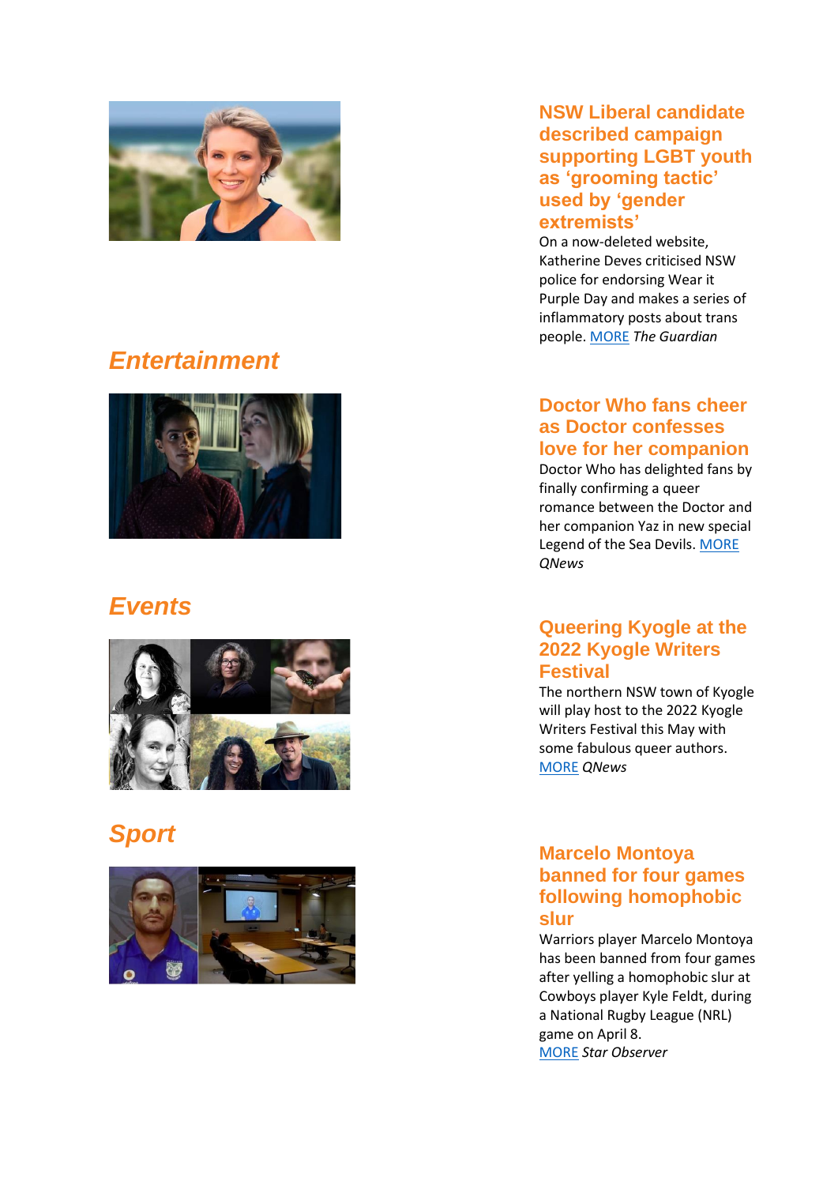### NSW Liberal candidate described campaign supporting LGBT youth as 'grooming tactic' used by 'gender extremists'

On a now-deleted website, Katherine Deves criticised NSW police for endorsing Wear it Purple Day and makes a series of inflammatory posts about trans people. MORE *The Guardian*

## Entertainment

### Doctor Who fans cheer as Doctor confesses love for her companion

Doctor Who has delighted fans by finally confirming a queer romance between the Doctor and her companion Yaz in new special Legend of the Sea Devils. MORE *QNews*

## Events

### Queering Kyogle at the 2022 Kyogle Writers Festival

The northern NSW town of Kyogle will play host to the 2022 Kyogle Writers Festival this May with some fabulous queer authors. MORE *QNews*

## Sport

### Marcelo Montoya banned for four games following homophobic slur

Warriors player Marcelo Montoya has been banned from four games after yelling a homophobic slur at Cowboys player Kyle Feldt, during a National Rugby League (NRL) game on April 8. MORE *Star Observer*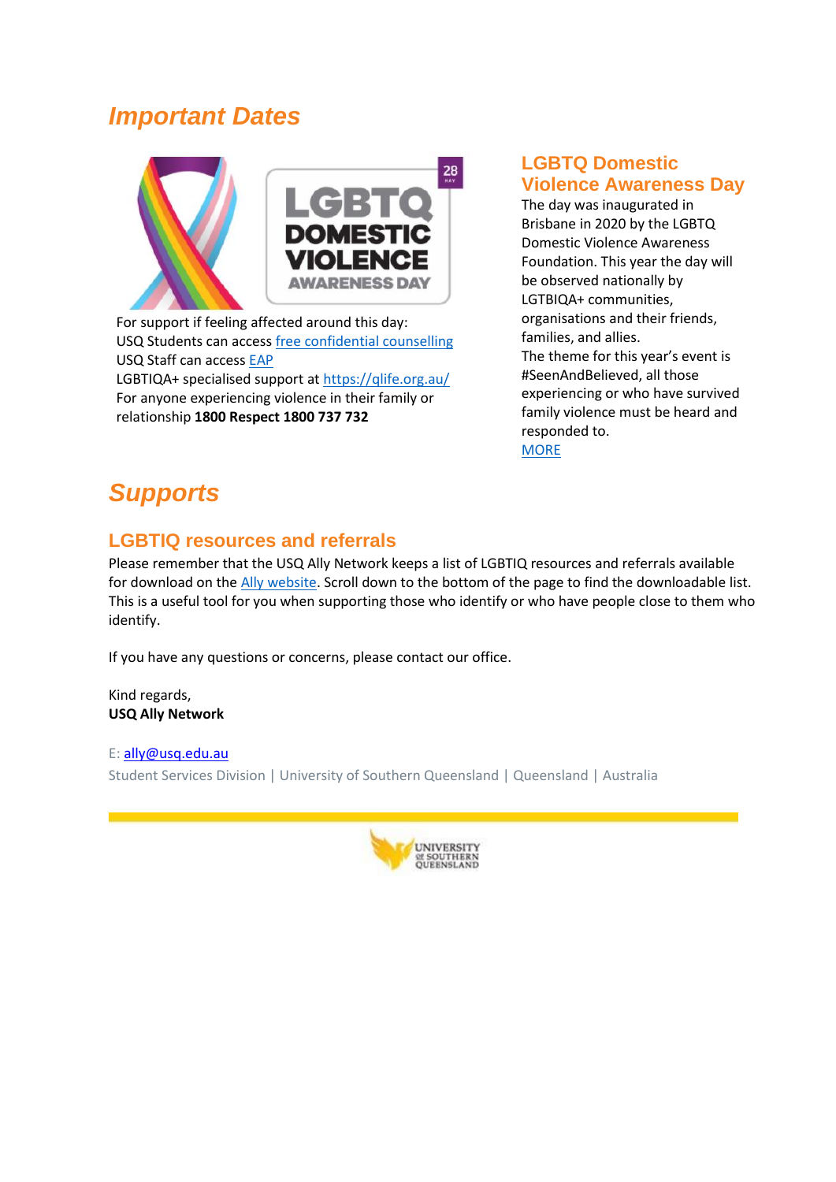# Important Dates

For support if feeling affected around this day:
USQ Students can access free confidential counselling
USQ Staff can access EAP
LGBTIQA+ specialised support at https://qlife.org.au/
For anyone experiencing violence in their family or relationship **1800 Respect 1800 737 732**

## LGBTQ Domestic Violence Awareness Day

The day was inaugurated in Brisbane in 2020 by the LGBTQ Domestic Violence Awareness Foundation. This year the day will be observed nationally by LGTBIQA+ communities, organisations and their friends, families, and allies.
The theme for this year's event is #SeenAndBelieved, all those experiencing or who have survived family violence must be heard and responded to.
MORE

# Supports

## LGBTIQ resources and referrals

Please remember that the USQ Ally Network keeps a list of LGBTIQ resources and referrals available for download on the Ally website. Scroll down to the bottom of the page to find the downloadable list. This is a useful tool for you when supporting those who identify or who have people close to them who identify.

If you have any questions or concerns, please contact our office.

Kind regards,
**USQ Ally Network**

E: ally@usq.edu.au
Student Services Division | University of Southern Queensland | Queensland | Australia